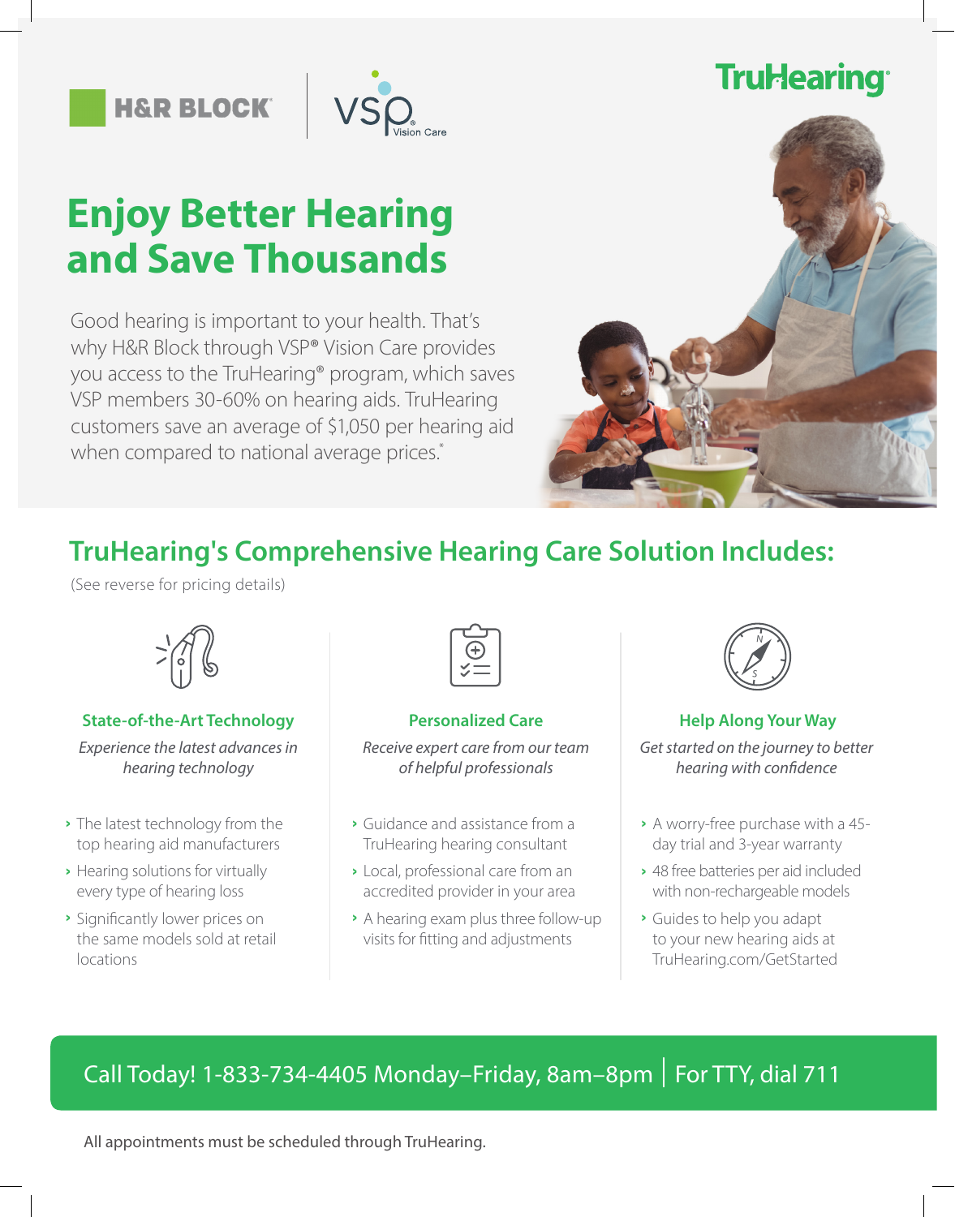H&R BLOCK | VSP Vision Care

TruHearing

# Enjoy Better Hearing and Save Thousands

Good hearing is important to your health. That's why H&R Block through VSP® Vision Care provides you access to the TruHearing® program, which saves VSP members 30-60% on hearing aids. TruHearing customers save an average of $1,050 per hearing aid when compared to national average prices.*

## TruHearing's Comprehensive Hearing Care Solution Includes:

(See reverse for pricing details)

### State-of-the-Art Technology

*Experience the latest advances in hearing technology*

- The latest technology from the top hearing aid manufacturers
- Hearing solutions for virtually every type of hearing loss
- Significantly lower prices on the same models sold at retail locations

### Personalized Care

*Receive expert care from our team of helpful professionals*

- Guidance and assistance from a TruHearing hearing consultant
- Local, professional care from an accredited provider in your area
- A hearing exam plus three follow-up visits for fitting and adjustments

### Help Along Your Way

*Get started on the journey to better hearing with confidence*

- A worry-free purchase with a 45-day trial and 3-year warranty
- 48 free batteries per aid included with non-rechargeable models
- Guides to help you adapt to your new hearing aids at TruHearing.com/GetStarted

**Call Today! 1-833-734-4405 Monday–Friday, 8am–8pm | For TTY, dial 711**

All appointments must be scheduled through TruHearing.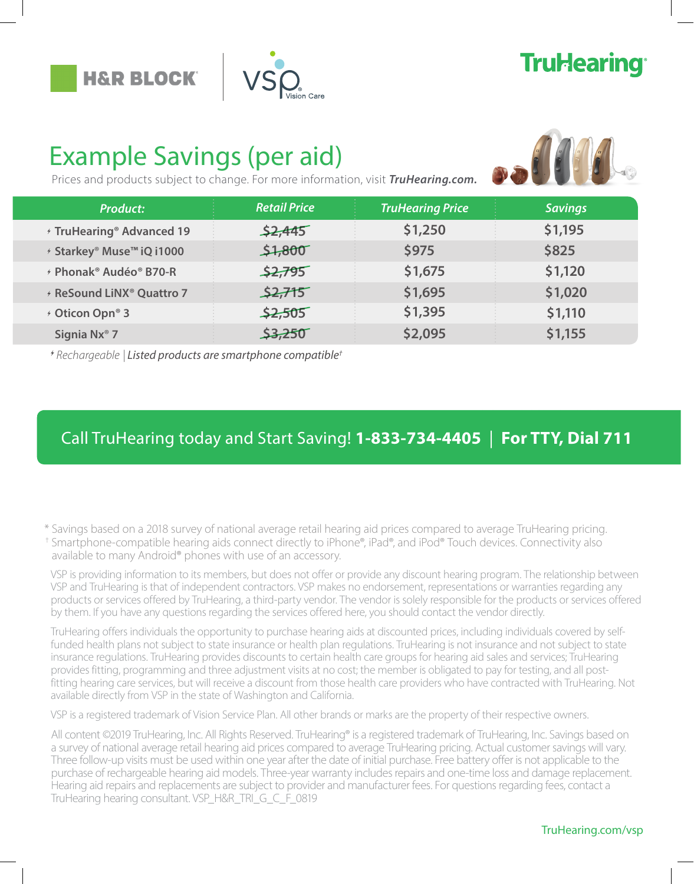H&R BLOCK | VSP Vision Care

TruHearing

# Example Savings (per aid)

Prices and products subject to change. For more information, visit ***TruHearing.com.***

| *Product:* | *Retail Price* | *TruHearing Price* | *Savings* |
|---|---|---|---|
| ⚡ TruHearing® Advanced 19 | ~~$2,445~~ | $1,250 | $1,195 |
| ⚡ Starkey® Muse™ iQ i1000 | ~~$1,800~~ | $975 | $825 |
| ⚡ Phonak® Audéo® B70-R | ~~$2,795~~ | $1,675 | $1,120 |
| ⚡ ReSound LiNX® Quattro 7 | ~~$2,715~~ | $1,695 | $1,020 |
| ⚡ Oticon Opn® 3 | ~~$2,505~~ | $1,395 | $1,110 |
| Signia Nx® 7 | ~~$3,250~~ | $2,095 | $1,155 |

⚡ *Rechargeable* | *Listed products are smartphone compatible*†

Call TruHearing today and Start Saving! **1-833-734-4405** | **For TTY, Dial 711**

* Savings based on a 2018 survey of national average retail hearing aid prices compared to average TruHearing pricing.

† Smartphone-compatible hearing aids connect directly to iPhone®, iPad®, and iPod® Touch devices. Connectivity also available to many Android® phones with use of an accessory.

VSP is providing information to its members, but does not offer or provide any discount hearing program. The relationship between VSP and TruHearing is that of independent contractors. VSP makes no endorsement, representations or warranties regarding any products or services offered by TruHearing, a third-party vendor. The vendor is solely responsible for the products or services offered by them. If you have any questions regarding the services offered here, you should contact the vendor directly.

TruHearing offers individuals the opportunity to purchase hearing aids at discounted prices, including individuals covered by self-funded health plans not subject to state insurance or health plan regulations. TruHearing is not insurance and not subject to state insurance regulations. TruHearing provides discounts to certain health care groups for hearing aid sales and services; TruHearing provides fitting, programming and three adjustment visits at no cost; the member is obligated to pay for testing, and all post-fitting hearing care services, but will receive a discount from those health care providers who have contracted with TruHearing. Not available directly from VSP in the state of Washington and California.

VSP is a registered trademark of Vision Service Plan. All other brands or marks are the property of their respective owners.

All content ©2019 TruHearing, Inc. All Rights Reserved. TruHearing® is a registered trademark of TruHearing, Inc. Savings based on a survey of national average retail hearing aid prices compared to average TruHearing pricing. Actual customer savings will vary. Three follow-up visits must be used within one year after the date of initial purchase. Free battery offer is not applicable to the purchase of rechargeable hearing aid models. Three-year warranty includes repairs and one-time loss and damage replacement. Hearing aid repairs and replacements are subject to provider and manufacturer fees. For questions regarding fees, contact a TruHearing hearing consultant. VSP_H&R_TRI_G_C_F_0819

TruHearing.com/vsp